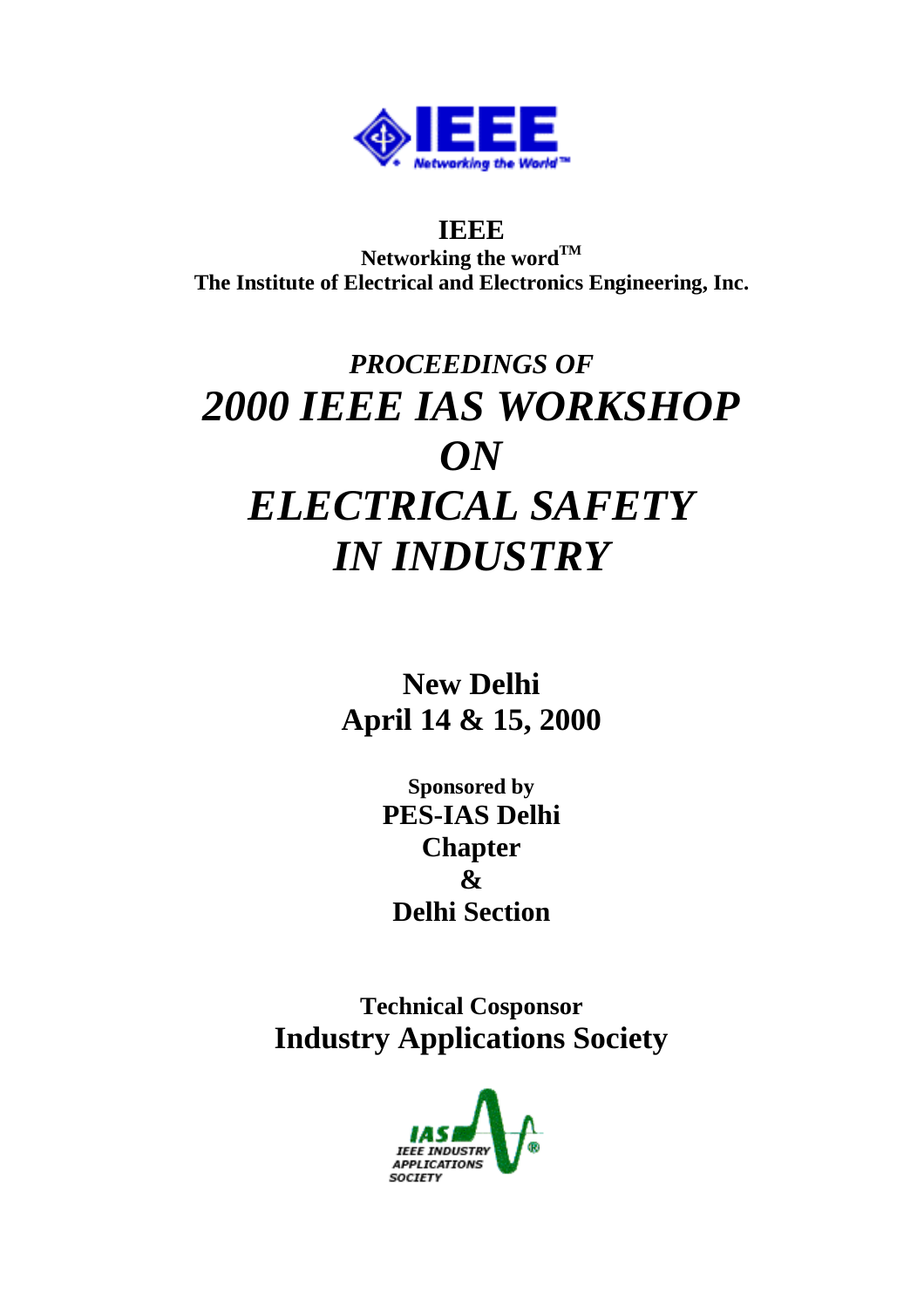**IEEE**

**Networking the word™**

**The Institute of Electrical and Electronics Engineering, Inc.**

# *PROCEEDINGS OF*

# *2000 IEEE IAS WORKSHOP ON ELECTRICAL SAFETY IN INDUSTRY*

**New Delhi**

**April 14 & 15, 2000**

**Sponsored by**

**PES-IAS Delhi Chapter**

**&**

**Delhi Section**

**Technical Cosponsor**

**Industry Applications Society**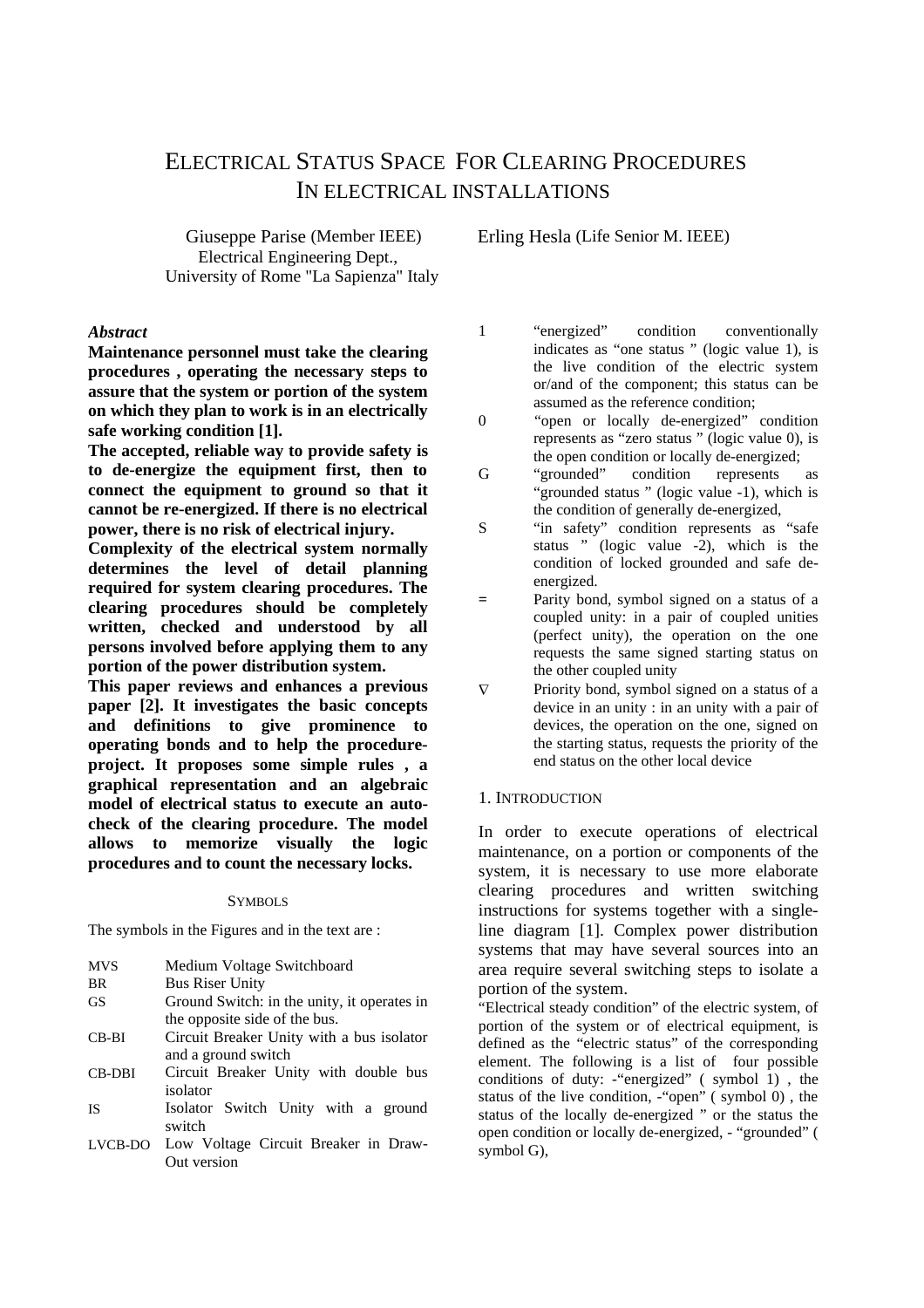# ELECTRICAL STATUS SPACE FOR CLEARING PROCEDURES IN ELECTRICAL INSTALLATIONS

Giuseppe Parise (Member IEEE)
Electrical Engineering Dept.,
University of Rome "La Sapienza" Italy

Erling Hesla (Life Senior M. IEEE)

***Abstract***

**Maintenance personnel must take the clearing procedures , operating the necessary steps to assure that the system or portion of the system on which they plan to work is in an electrically safe working condition [1].**

**The accepted, reliable way to provide safety is to de-energize the equipment first, then to connect the equipment to ground so that it cannot be re-energized. If there is no electrical power, there is no risk of electrical injury.**

**Complexity of the electrical system normally determines the level of detail planning required for system clearing procedures. The clearing procedures should be completely written, checked and understood by all persons involved before applying them to any portion of the power distribution system.**

**This paper reviews and enhances a previous paper [2]. It investigates the basic concepts and definitions to give prominence to operating bonds and to help the procedure-project. It proposes some simple rules , a graphical representation and an algebraic model of electrical status to execute an auto-check of the clearing procedure. The model allows to memorize visually the logic procedures and to count the necessary locks.**

SYMBOLS

The symbols in the Figures and in the text are :

| | |
|---|---|
| MVS | Medium Voltage Switchboard |
| BR | Bus Riser Unity |
| GS | Ground Switch: in the unity, it operates in the opposite side of the bus. |
| CB-BI | Circuit Breaker Unity with a bus isolator and a ground switch |
| CB-DBI | Circuit Breaker Unity with double bus isolator |
| IS | Isolator Switch Unity with a ground switch |
| LVCB-DO | Low Voltage Circuit Breaker in Draw-Out version |
| 1 | "energized" condition conventionally indicates as "one status " (logic value 1), is the live condition of the electric system or/and of the component; this status can be assumed as the reference condition; |
| 0 | "open or locally de-energized" condition represents as "zero status " (logic value 0), is the open condition or locally de-energized; |
| G | "grounded" condition represents as "grounded status " (logic value -1), which is the condition of generally de-energized, |
| S | "in safety" condition represents as "safe status " (logic value -2), which is the condition of locked grounded and safe de-energized. |
| = | Parity bond, symbol signed on a status of a coupled unity: in a pair of coupled unities (perfect unity), the operation on the one requests the same signed starting status on the other coupled unity |
| ∇ | Priority bond, symbol signed on a status of a device in an unity : in an unity with a pair of devices, the operation on the one, signed on the starting status, requests the priority of the end status on the other local device |

## 1. INTRODUCTION

In order to execute operations of electrical maintenance, on a portion or components of the system, it is necessary to use more elaborate clearing procedures and written switching instructions for systems together with a single-line diagram [1]. Complex power distribution systems that may have several sources into an area require several switching steps to isolate a portion of the system.

"Electrical steady condition" of the electric system, of portion of the system or of electrical equipment, is defined as the "electric status" of the corresponding element. The following is a list of four possible conditions of duty: -"energized" ( symbol 1) , the status of the live condition, -"open" ( symbol 0) , the status of the locally de-energized " or the status the open condition or locally de-energized, - "grounded" ( symbol G),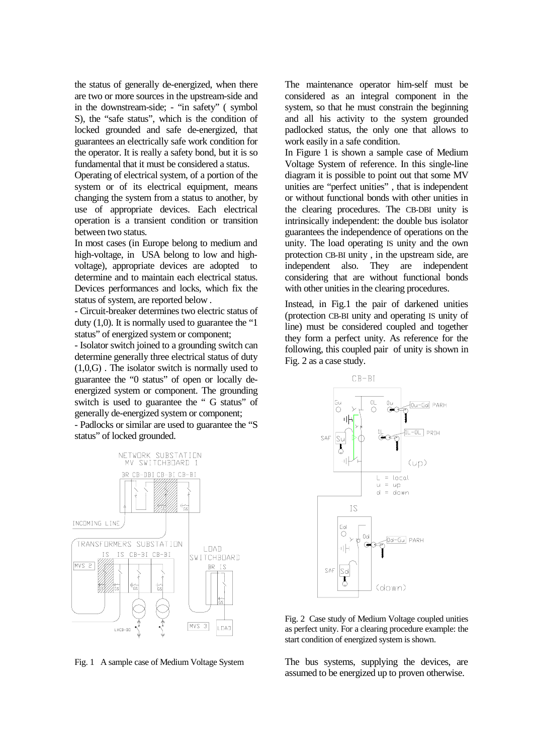the status of generally de-energized, when there are two or more sources in the upstream-side and in the downstream-side; - "in safety" ( symbol S), the "safe status", which is the condition of locked grounded and safe de-energized, that guarantees an electrically safe work condition for the operator. It is really a safety bond, but it is so fundamental that it must be considered a status.

Operating of electrical system, of a portion of the system or of its electrical equipment, means changing the system from a status to another, by use of appropriate devices. Each electrical operation is a transient condition or transition between two status.

In most cases (in Europe belong to medium and high-voltage, in USA belong to low and high-voltage), appropriate devices are adopted to determine and to maintain each electrical status. Devices performances and locks, which fix the status of system, are reported below .

- Circuit-breaker determines two electric status of duty (1,0). It is normally used to guarantee the "1 status" of energized system or component;
- Isolator switch joined to a grounding switch can determine generally three electrical status of duty (1,0,G) . The isolator switch is normally used to guarantee the "0 status" of open or locally de-energized system or component. The grounding switch is used to guarantee the " G status" of generally de-energized system or component;
- Padlocks or similar are used to guarantee the "S status" of locked grounded.

Fig. 1 A sample case of Medium Voltage System

The maintenance operator him-self must be considered as an integral component in the system, so that he must constrain the beginning and all his activity to the system grounded padlocked status, the only one that allows to work easily in a safe condition.

In Figure 1 is shown a sample case of Medium Voltage System of reference. In this single-line diagram it is possible to point out that some MV unities are "perfect unities" , that is independent or without functional bonds with other unities in the clearing procedures. The CB-DBI unity is intrinsically independent: the double bus isolator guarantees the independence of operations on the unity. The load operating IS unity and the own protection CB-BI unity , in the upstream side, are independent also. They are independent considering that are without functional bonds with other unities in the clearing procedures.

Instead, in Fig.1 the pair of darkened unities (protection CB-BI unity and operating IS unity of line) must be considered coupled and together they form a perfect unity. As reference for the following, this coupled pair of unity is shown in Fig. 2 as a case study.

Fig. 2 Case study of Medium Voltage coupled unities as perfect unity. For a clearing procedure example: the start condition of energized system is shown.

The bus systems, supplying the devices, are assumed to be energized up to proven otherwise.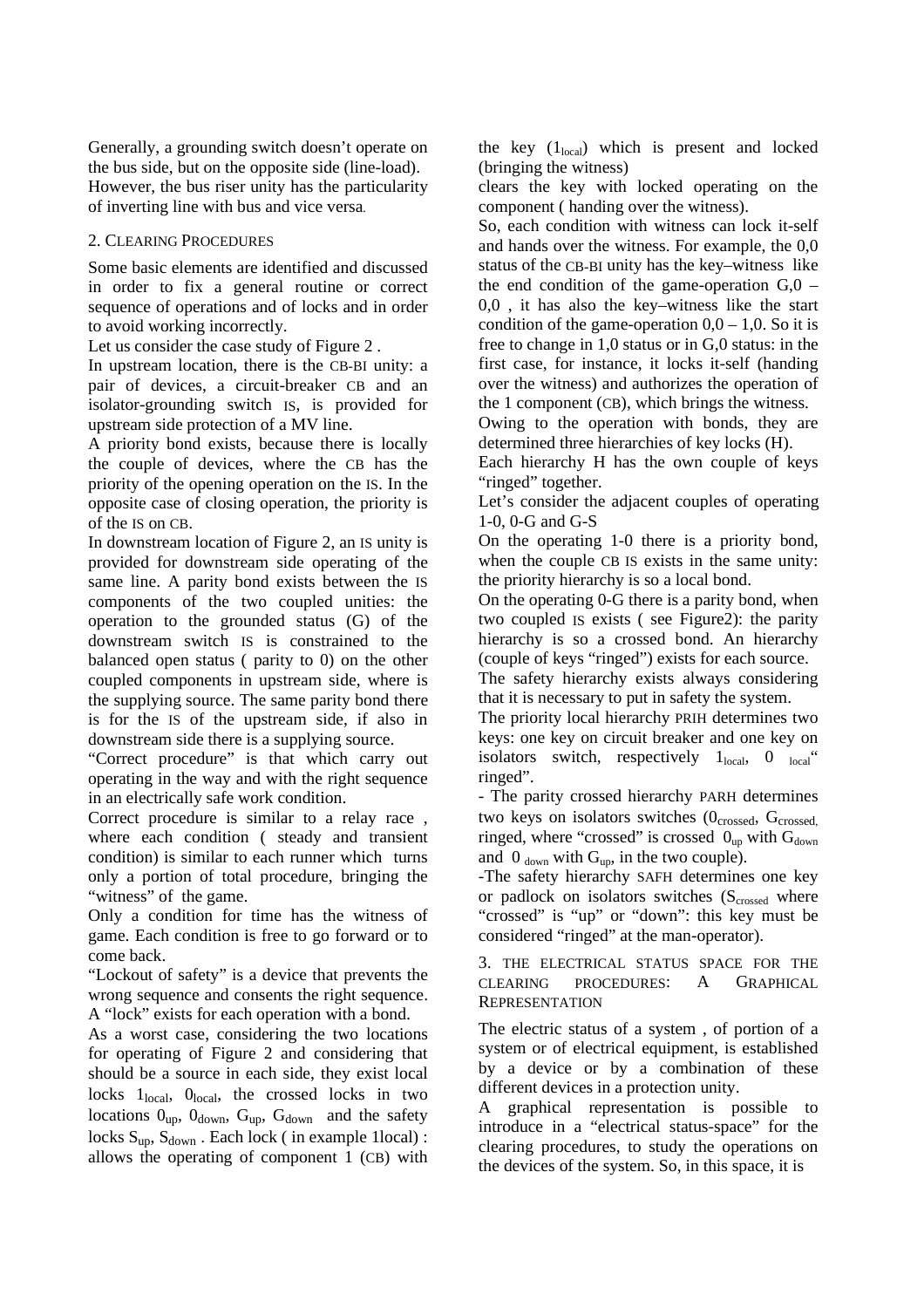Generally, a grounding switch doesn't operate on the bus side, but on the opposite side (line-load). However, the bus riser unity has the particularity of inverting line with bus and vice versa.

## 2. Clearing Procedures

Some basic elements are identified and discussed in order to fix a general routine or correct sequence of operations and of locks and in order to avoid working incorrectly.

Let us consider the case study of Figure 2 .

In upstream location, there is the CB-BI unity: a pair of devices, a circuit-breaker CB and an isolator-grounding switch IS, is provided for upstream side protection of a MV line.

A priority bond exists, because there is locally the couple of devices, where the CB has the priority of the opening operation on the IS. In the opposite case of closing operation, the priority is of the IS on CB.

In downstream location of Figure 2, an IS unity is provided for downstream side operating of the same line. A parity bond exists between the IS components of the two coupled unities: the operation to the grounded status (G) of the downstream switch IS is constrained to the balanced open status ( parity to 0) on the other coupled components in upstream side, where is the supplying source. The same parity bond there is for the IS of the upstream side, if also in downstream side there is a supplying source.

"Correct procedure" is that which carry out operating in the way and with the right sequence in an electrically safe work condition.

Correct procedure is similar to a relay race , where each condition ( steady and transient condition) is similar to each runner which turns only a portion of total procedure, bringing the "witness" of the game.

Only a condition for time has the witness of game. Each condition is free to go forward or to come back.

"Lockout of safety" is a device that prevents the wrong sequence and consents the right sequence. A "lock" exists for each operation with a bond.

As a worst case, considering the two locations for operating of Figure 2 and considering that should be a source in each side, they exist local locks $1_{local}$, $0_{local}$, the crossed locks in two locations $0_{up}$, $0_{down}$, $G_{up}$, $G_{down}$ and the safety locks $S_{up}$, $S_{down}$ . Each lock ( in example 1local) : allows the operating of component 1 (CB) with the key ($1_{local}$) which is present and locked (bringing the witness)

clears the key with locked operating on the component ( handing over the witness).

So, each condition with witness can lock it-self and hands over the witness. For example, the 0,0 status of the CB-BI unity has the key–witness like the end condition of the game-operation G,0 – 0,0 , it has also the key–witness like the start condition of the game-operation 0,0 – 1,0. So it is free to change in 1,0 status or in G,0 status: in the first case, for instance, it locks it-self (handing over the witness) and authorizes the operation of the 1 component (CB), which brings the witness.

Owing to the operation with bonds, they are determined three hierarchies of key locks (H).

Each hierarchy H has the own couple of keys "ringed" together.

Let's consider the adjacent couples of operating 1-0, 0-G and G-S

On the operating 1-0 there is a priority bond, when the couple CB IS exists in the same unity: the priority hierarchy is so a local bond.

On the operating 0-G there is a parity bond, when two coupled IS exists ( see Figure2): the parity hierarchy is so a crossed bond. An hierarchy (couple of keys "ringed") exists for each source.

The safety hierarchy exists always considering that it is necessary to put in safety the system.

The priority local hierarchy PRIH determines two keys: one key on circuit breaker and one key on isolators switch, respectively $1_{local}$, $0_{local}$" ringed".

- The parity crossed hierarchy PARH determines two keys on isolators switches ($0_{crossed}$, $G_{crossed,}$ ringed, where "crossed" is crossed $0_{up}$ with $G_{down}$ and $0_{down}$ with $G_{up}$, in the two couple).
- The safety hierarchy SAFH determines one key or padlock on isolators switches ($S_{crossed}$ where "crossed" is "up" or "down": this key must be considered "ringed" at the man-operator).

## 3. The Electrical Status Space for the Clearing Procedures: A Graphical Representation

The electric status of a system , of portion of a system or of electrical equipment, is established by a device or by a combination of these different devices in a protection unity.

A graphical representation is possible to introduce in a "electrical status-space" for the clearing procedures, to study the operations on the devices of the system. So, in this space, it is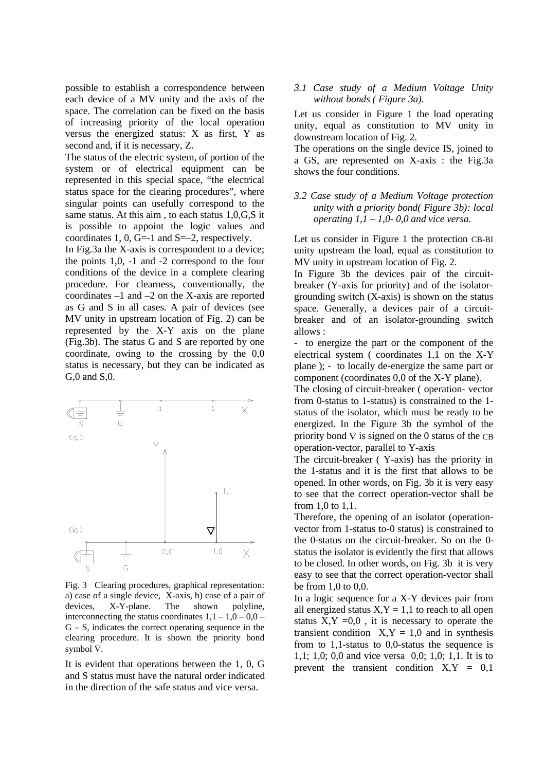possible to establish a correspondence between each device of a MV unity and the axis of the space. The correlation can be fixed on the basis of increasing priority of the local operation versus the energized status: X as first, Y as second and, if it is necessary, Z.

The status of the electric system, of portion of the system or of electrical equipment can be represented in this special space, "the electrical status space for the clearing procedures", where singular points can usefully correspond to the same status. At this aim , to each status 1,0,G,S it is possible to appoint the logic values and coordinates 1, 0, G=-1 and S=–2, respectively.

In Fig.3a the X-axis is correspondent to a device; the points 1,0, -1 and -2 correspond to the four conditions of the device in a complete clearing procedure. For clearness, conventionally, the coordinates –1 and –2 on the X-axis are reported as G and S in all cases. A pair of devices (see MV unity in upstream location of Fig. 2) can be represented by the X-Y axis on the plane (Fig.3b). The status G and S are reported by one coordinate, owing to the crossing by the 0,0 status is necessary, but they can be indicated as G,0 and S,0.

Fig. 3 Clearing procedures, graphical representation: a) case of a single device, X-axis, b) case of a pair of devices, X-Y-plane. The shown polyline, interconnecting the status coordinates 1,1 – 1,0 – 0,0 – G – S, indicates the correct operating sequence in the clearing procedure. It is shown the priority bond symbol ∇.

It is evident that operations between the 1, 0, G and S status must have the natural order indicated in the direction of the safe status and vice versa.

*3.1 Case study of a Medium Voltage Unity without bonds ( Figure 3a).*

Let us consider in Figure 1 the load operating unity, equal as constitution to MV unity in downstream location of Fig. 2.

The operations on the single device IS, joined to a GS, are represented on X-axis : the Fig.3a shows the four conditions.

*3.2 Case study of a Medium Voltage protection unity with a priority bond( Figure 3b): local operating 1,1 – 1,0- 0,0 and vice versa.*

Let us consider in Figure 1 the protection CB-BI unity upstream the load, equal as constitution to MV unity in upstream location of Fig. 2.

In Figure 3b the devices pair of the circuit-breaker (Y-axis for priority) and of the isolator-grounding switch (X-axis) is shown on the status space. Generally, a devices pair of a circuit-breaker and of an isolator-grounding switch allows :

- to energize the part or the component of the electrical system ( coordinates 1,1 on the X-Y plane ); - to locally de-energize the same part or component (coordinates 0,0 of the X-Y plane).

The closing of circuit-breaker ( operation- vector from 0-status to 1-status) is constrained to the 1-status of the isolator, which must be ready to be energized. In the Figure 3b the symbol of the priority bond ∇ is signed on the 0 status of the CB operation-vector, parallel to Y-axis

The circuit-breaker ( Y-axis) has the priority in the 1-status and it is the first that allows to be opened. In other words, on Fig. 3b it is very easy to see that the correct operation-vector shall be from 1,0 to 1,1.

Therefore, the opening of an isolator (operation-vector from 1-status to-0 status) is constrained to the 0-status on the circuit-breaker. So on the 0-status the isolator is evidently the first that allows to be closed. In other words, on Fig. 3b it is very easy to see that the correct operation-vector shall be from 1,0 to 0,0.

In a logic sequence for a X-Y devices pair from all energized status X,Y = 1,1 to reach to all open status X,Y =0,0 , it is necessary to operate the transient condition X,Y = 1,0 and in synthesis from to 1,1-status to 0,0-status the sequence is 1,1; 1,0; 0,0 and vice versa 0,0; 1,0; 1,1. It is to prevent the transient condition X,Y = 0,1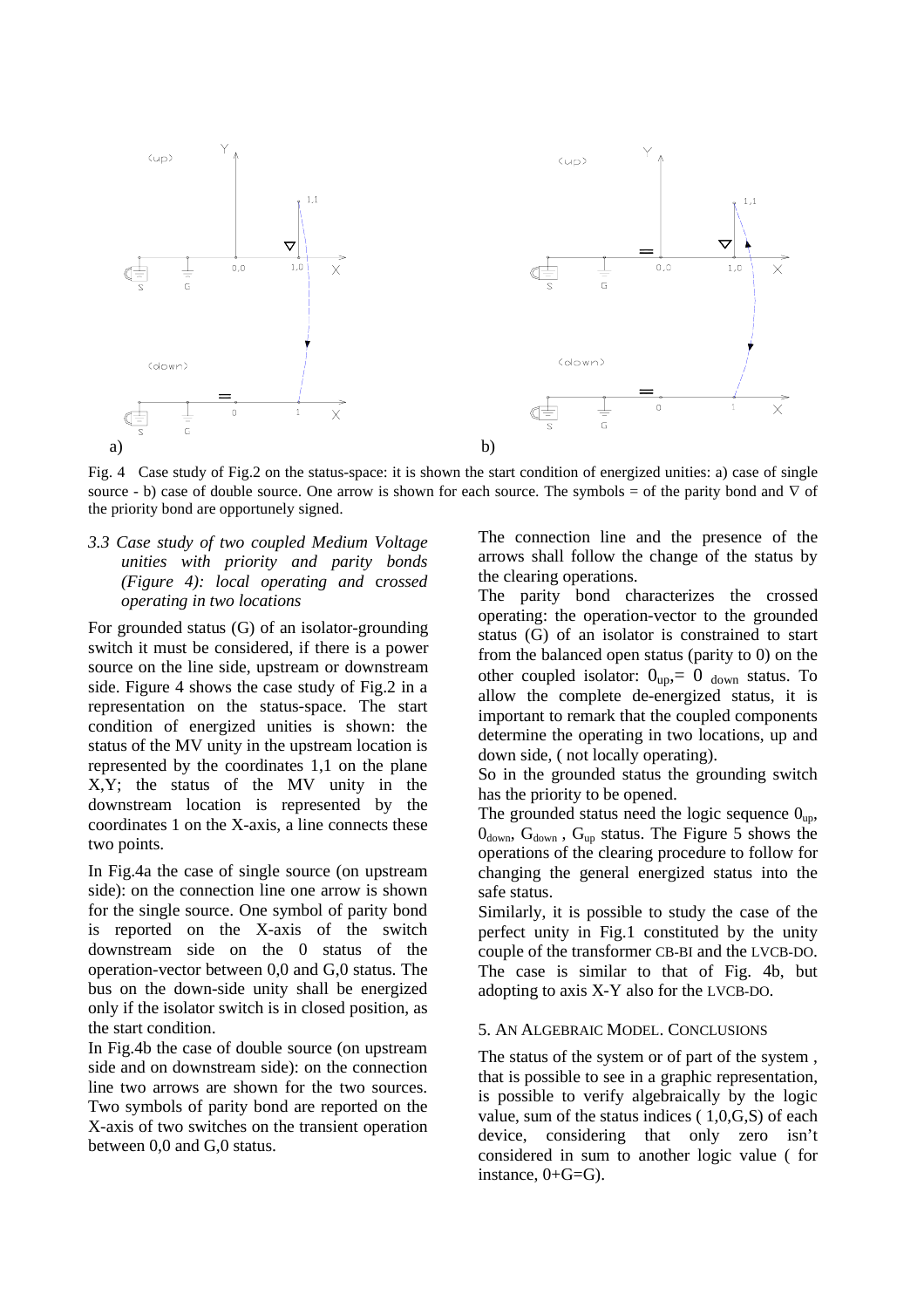Fig. 4 Case study of Fig.2 on the status-space: it is shown the start condition of energized unities: a) case of single source - b) case of double source. One arrow is shown for each source. The symbols = of the parity bond and ∇ of the priority bond are opportunely signed.

### *3.3 Case study of two coupled Medium Voltage unities with priority and parity bonds (Figure 4): local operating and crossed operating in two locations*

For grounded status (G) of an isolator-grounding switch it must be considered, if there is a power source on the line side, upstream or downstream side. Figure 4 shows the case study of Fig.2 in a representation on the status-space. The start condition of energized unities is shown: the status of the MV unity in the upstream location is represented by the coordinates 1,1 on the plane X,Y; the status of the MV unity in the downstream location is represented by the coordinates 1 on the X-axis, a line connects these two points.

In Fig.4a the case of single source (on upstream side): on the connection line one arrow is shown for the single source. One symbol of parity bond is reported on the X-axis of the switch downstream side on the 0 status of the operation-vector between 0,0 and G,0 status. The bus on the down-side unity shall be energized only if the isolator switch is in closed position, as the start condition.

In Fig.4b the case of double source (on upstream side and on downstream side): on the connection line two arrows are shown for the two sources. Two symbols of parity bond are reported on the X-axis of two switches on the transient operation between 0,0 and G,0 status.

The connection line and the presence of the arrows shall follow the change of the status by the clearing operations.

The parity bond characterizes the crossed operating: the operation-vector to the grounded status (G) of an isolator is constrained to start from the balanced open status (parity to 0) on the other coupled isolator: $0_{up}$,= $0_{down}$ status. To allow the complete de-energized status, it is important to remark that the coupled components determine the operating in two locations, up and down side, ( not locally operating).

So in the grounded status the grounding switch has the priority to be opened.

The grounded status need the logic sequence $0_{up}$, $0_{down}$, $G_{down}$ , $G_{up}$ status. The Figure 5 shows the operations of the clearing procedure to follow for changing the general energized status into the safe status.

Similarly, it is possible to study the case of the perfect unity in Fig.1 constituted by the unity couple of the transformer CB-BI and the LVCB-DO. The case is similar to that of Fig. 4b, but adopting to axis X-Y also for the LVCB-DO.

## 5. An Algebraic Model. Conclusions

The status of the system or of part of the system , that is possible to see in a graphic representation, is possible to verify algebraically by the logic value, sum of the status indices ( 1,0,G,S) of each device, considering that only zero isn't considered in sum to another logic value ( for instance, 0+G=G).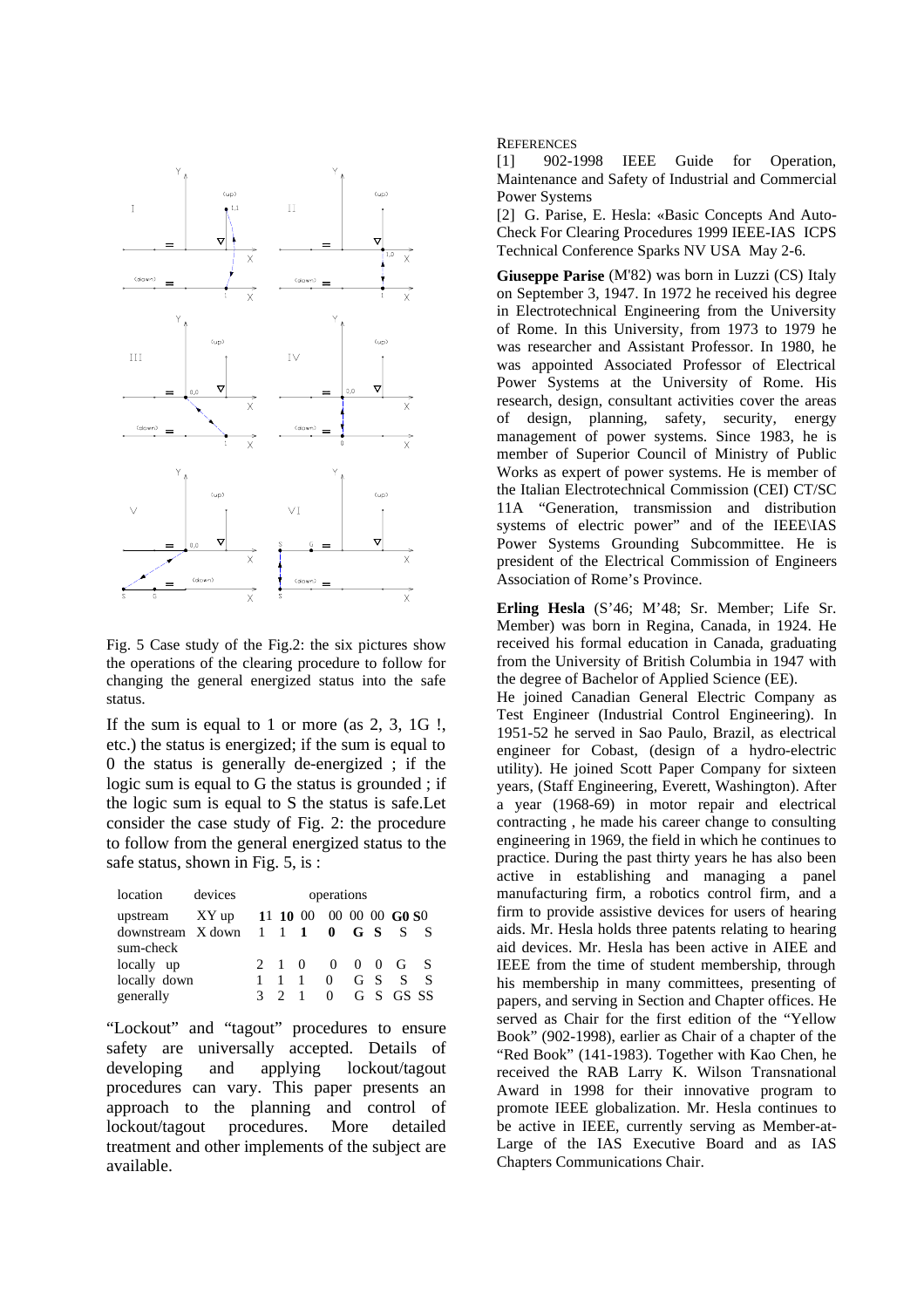Fig. 5 Case study of the Fig.2: the six pictures show the operations of the clearing procedure to follow for changing the general energized status into the safe status.

If the sum is equal to 1 or more (as 2, 3, 1G !, etc.) the status is energized; if the sum is equal to 0 the status is generally de-energized ; if the logic sum is equal to G the status is grounded ; if the logic sum is equal to S the status is safe.Let consider the case study of Fig. 2: the procedure to follow from the general energized status to the safe status, shown in Fig. 5, is :

| location | devices | operations | | | | | | | |
|---|---|---|---|---|---|---|---|---|---|
| upstream | XY up | **11** | **10** | 00 | 00 | 00 | 00 | **G0** | **S**0 |
| downstream | X down | 1 | 1 | **1** | **0** | **G** | **S** | S | S |
| sum-check | | | | | | | | | |
| locally up | | 2 | 1 | 0 | 0 | 0 | 0 | G | S |
| locally down | | 1 | 1 | 1 | 0 | G | S | S | S |
| generally | | 3 | 2 | 1 | 0 | G | S | GS | SS |

"Lockout" and "tagout" procedures to ensure safety are universally accepted. Details of developing and applying lockout/tagout procedures can vary. This paper presents an approach to the planning and control of lockout/tagout procedures. More detailed treatment and other implements of the subject are available.

## REFERENCES

[1] 902-1998 IEEE Guide for Operation, Maintenance and Safety of Industrial and Commercial Power Systems

[2] G. Parise, E. Hesla: «Basic Concepts And Auto-Check For Clearing Procedures 1999 IEEE-IAS ICPS Technical Conference Sparks NV USA May 2-6.

**Giuseppe Parise** (M'82) was born in Luzzi (CS) Italy on September 3, 1947. In 1972 he received his degree in Electrotechnical Engineering from the University of Rome. In this University, from 1973 to 1979 he was researcher and Assistant Professor. In 1980, he was appointed Associated Professor of Electrical Power Systems at the University of Rome. His research, design, consultant activities cover the areas of design, planning, safety, security, energy management of power systems. Since 1983, he is member of Superior Council of Ministry of Public Works as expert of power systems. He is member of the Italian Electrotechnical Commission (CEI) CT/SC 11A "Generation, transmission and distribution systems of electric power" and of the IEEE\IAS Power Systems Grounding Subcommittee. He is president of the Electrical Commission of Engineers Association of Rome's Province.

**Erling Hesla** (S'46; M'48; Sr. Member; Life Sr. Member) was born in Regina, Canada, in 1924. He received his formal education in Canada, graduating from the University of British Columbia in 1947 with the degree of Bachelor of Applied Science (EE).

He joined Canadian General Electric Company as Test Engineer (Industrial Control Engineering). In 1951-52 he served in Sao Paulo, Brazil, as electrical engineer for Cobast, (design of a hydro-electric utility). He joined Scott Paper Company for sixteen years, (Staff Engineering, Everett, Washington). After a year (1968-69) in motor repair and electrical contracting , he made his career change to consulting engineering in 1969, the field in which he continues to practice. During the past thirty years he has also been active in establishing and managing a panel manufacturing firm, a robotics control firm, and a firm to provide assistive devices for users of hearing aids. Mr. Hesla holds three patents relating to hearing aid devices. Mr. Hesla has been active in AIEE and IEEE from the time of student membership, through his membership in many committees, presenting of papers, and serving in Section and Chapter offices. He served as Chair for the first edition of the "Yellow Book" (902-1998), earlier as Chair of a chapter of the "Red Book" (141-1983). Together with Kao Chen, he received the RAB Larry K. Wilson Transnational Award in 1998 for their innovative program to promote IEEE globalization. Mr. Hesla continues to be active in IEEE, currently serving as Member-at-Large of the IAS Executive Board and as IAS Chapters Communications Chair.